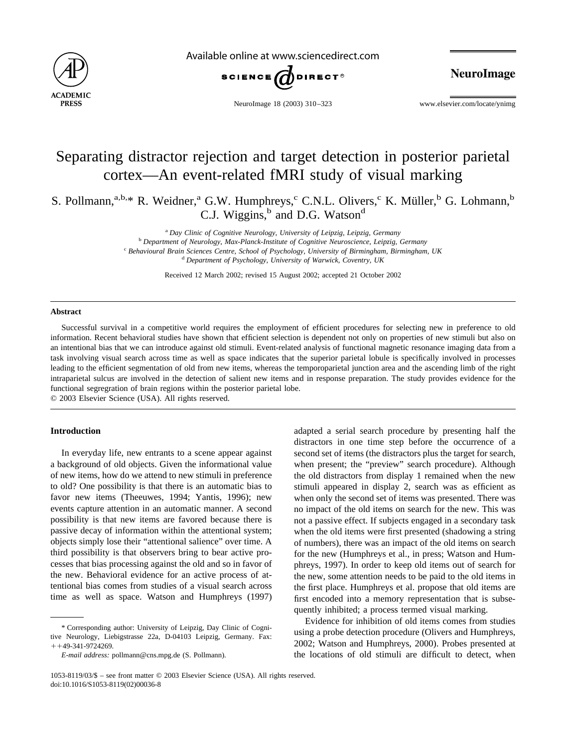# Separating distractor rejection and target detection in posterior parietal cortex—An event-related fMRI study of visual marking

S. Pollmann,[a,b,*] R. Weidner,[a] G.W. Humphreys,[c] C.N.L. Olivers,[c] K. Müller,[b] G. Lohmann,[b] C.J. Wiggins,[b] and D.G. Watson[d]

[a] *Day Clinic of Cognitive Neurology, University of Leipzig, Leipzig, Germany*
[b] *Department of Neurology, Max-Planck-Institute of Cognitive Neuroscience, Leipzig, Germany*
[c] *Behavioural Brain Sciences Centre, School of Psychology, University of Birmingham, Birmingham, UK*
[d] *Department of Psychology, University of Warwick, Coventry, UK*

Received 12 March 2002; revised 15 August 2002; accepted 21 October 2002

## Abstract

Successful survival in a competitive world requires the employment of efficient procedures for selecting new in preference to old information. Recent behavioral studies have shown that efficient selection is dependent not only on properties of new stimuli but also on an intentional bias that we can introduce against old stimuli. Event-related analysis of functional magnetic resonance imaging data from a task involving visual search across time as well as space indicates that the superior parietal lobule is specifically involved in processes leading to the efficient segmentation of old from new items, whereas the temporoparietal junction area and the ascending limb of the right intraparietal sulcus are involved in the detection of salient new items and in response preparation. The study provides evidence for the functional segregration of brain regions within the posterior parietal lobe.

© 2003 Elsevier Science (USA). All rights reserved.

## Introduction

In everyday life, new entrants to a scene appear against a background of old objects. Given the informational value of new items, how do we attend to new stimuli in preference to old? One possibility is that there is an automatic bias to favor new items (Theeuwes, 1994; Yantis, 1996); new events capture attention in an automatic manner. A second possibility is that new items are favored because there is passive decay of information within the attentional system; objects simply lose their "attentional salience" over time. A third possibility is that observers bring to bear active processes that bias processing against the old and so in favor of the new. Behavioral evidence for an active process of attentional bias comes from studies of a visual search across time as well as space. Watson and Humphreys (1997) adapted a serial search procedure by presenting half the distractors in one time step before the occurrence of a second set of items (the distractors plus the target for search, when present; the "preview" search procedure). Although the old distractors from display 1 remained when the new stimuli appeared in display 2, search was as efficient as when only the second set of items was presented. There was no impact of the old items on search for the new. This was not a passive effect. If subjects engaged in a secondary task when the old items were first presented (shadowing a string of numbers), there was an impact of the old items on search for the new (Humphreys et al., in press; Watson and Humphreys, 1997). In order to keep old items out of search for the new, some attention needs to be paid to the old items in the first place. Humphreys et al. propose that old items are first encoded into a memory representation that is subsequently inhibited; a process termed visual marking.

Evidence for inhibition of old items comes from studies using a probe detection procedure (Olivers and Humphreys, 2002; Watson and Humphreys, 2000). Probes presented at the locations of old stimuli are difficult to detect, when

\* Corresponding author: University of Leipzig, Day Clinic of Cognitive Neurology, Liebigstrasse 22a, D-04103 Leipzig, Germany. Fax: ++49-341-9724269.

*E-mail address:* pollmann@cns.mpg.de (S. Pollmann).

1053-8119/03/$ – see front matter © 2003 Elsevier Science (USA). All rights reserved.
doi:10.1016/S1053-8119(02)00036-8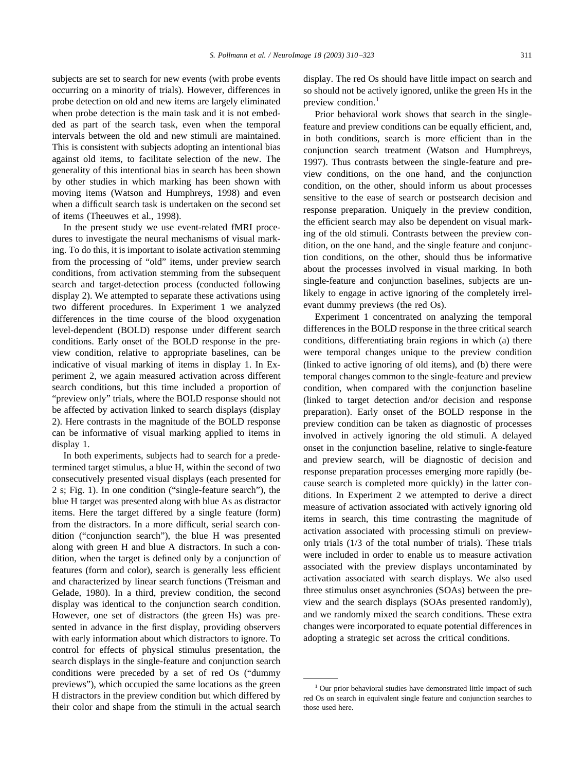subjects are set to search for new events (with probe events occurring on a minority of trials). However, differences in probe detection on old and new items are largely eliminated when probe detection is the main task and it is not embedded as part of the search task, even when the temporal intervals between the old and new stimuli are maintained. This is consistent with subjects adopting an intentional bias against old items, to facilitate selection of the new. The generality of this intentional bias in search has been shown by other studies in which marking has been shown with moving items (Watson and Humphreys, 1998) and even when a difficult search task is undertaken on the second set of items (Theeuwes et al., 1998).

In the present study we use event-related fMRI procedures to investigate the neural mechanisms of visual marking. To do this, it is important to isolate activation stemming from the processing of "old" items, under preview search conditions, from activation stemming from the subsequent search and target-detection process (conducted following display 2). We attempted to separate these activations using two different procedures. In Experiment 1 we analyzed differences in the time course of the blood oxygenation level-dependent (BOLD) response under different search conditions. Early onset of the BOLD response in the preview condition, relative to appropriate baselines, can be indicative of visual marking of items in display 1. In Experiment 2, we again measured activation across different search conditions, but this time included a proportion of "preview only" trials, where the BOLD response should not be affected by activation linked to search displays (display 2). Here contrasts in the magnitude of the BOLD response can be informative of visual marking applied to items in display 1.

In both experiments, subjects had to search for a predetermined target stimulus, a blue H, within the second of two consecutively presented visual displays (each presented for 2 s; Fig. 1). In one condition ("single-feature search"), the blue H target was presented along with blue As as distractor items. Here the target differed by a single feature (form) from the distractors. In a more difficult, serial search condition ("conjunction search"), the blue H was presented along with green H and blue A distractors. In such a condition, when the target is defined only by a conjunction of features (form and color), search is generally less efficient and characterized by linear search functions (Treisman and Gelade, 1980). In a third, preview condition, the second display was identical to the conjunction search condition. However, one set of distractors (the green Hs) was presented in advance in the first display, providing observers with early information about which distractors to ignore. To control for effects of physical stimulus presentation, the search displays in the single-feature and conjunction search conditions were preceded by a set of red Os ("dummy previews"), which occupied the same locations as the green H distractors in the preview condition but which differed by their color and shape from the stimuli in the actual search display. The red Os should have little impact on search and so should not be actively ignored, unlike the green Hs in the preview condition.[1]

Prior behavioral work shows that search in the single-feature and preview conditions can be equally efficient, and, in both conditions, search is more efficient than in the conjunction search treatment (Watson and Humphreys, 1997). Thus contrasts between the single-feature and preview conditions, on the one hand, and the conjunction condition, on the other, should inform us about processes sensitive to the ease of search or postsearch decision and response preparation. Uniquely in the preview condition, the efficient search may also be dependent on visual marking of the old stimuli. Contrasts between the preview condition, on the one hand, and the single feature and conjunction conditions, on the other, should thus be informative about the processes involved in visual marking. In both single-feature and conjunction baselines, subjects are unlikely to engage in active ignoring of the completely irrelevant dummy previews (the red Os).

Experiment 1 concentrated on analyzing the temporal differences in the BOLD response in the three critical search conditions, differentiating brain regions in which (a) there were temporal changes unique to the preview condition (linked to active ignoring of old items), and (b) there were temporal changes common to the single-feature and preview condition, when compared with the conjunction baseline (linked to target detection and/or decision and response preparation). Early onset of the BOLD response in the preview condition can be taken as diagnostic of processes involved in actively ignoring the old stimuli. A delayed onset in the conjunction baseline, relative to single-feature and preview search, will be diagnostic of decision and response preparation processes emerging more rapidly (because search is completed more quickly) in the latter conditions. In Experiment 2 we attempted to derive a direct measure of activation associated with actively ignoring old items in search, this time contrasting the magnitude of activation associated with processing stimuli on preview-only trials (1/3 of the total number of trials). These trials were included in order to enable us to measure activation associated with the preview displays uncontaminated by activation associated with search displays. We also used three stimulus onset asynchronies (SOAs) between the preview and the search displays (SOAs presented randomly), and we randomly mixed the search conditions. These extra changes were incorporated to equate potential differences in adopting a strategic set across the critical conditions.

[1] Our prior behavioral studies have demonstrated little impact of such red Os on search in equivalent single feature and conjunction searches to those used here.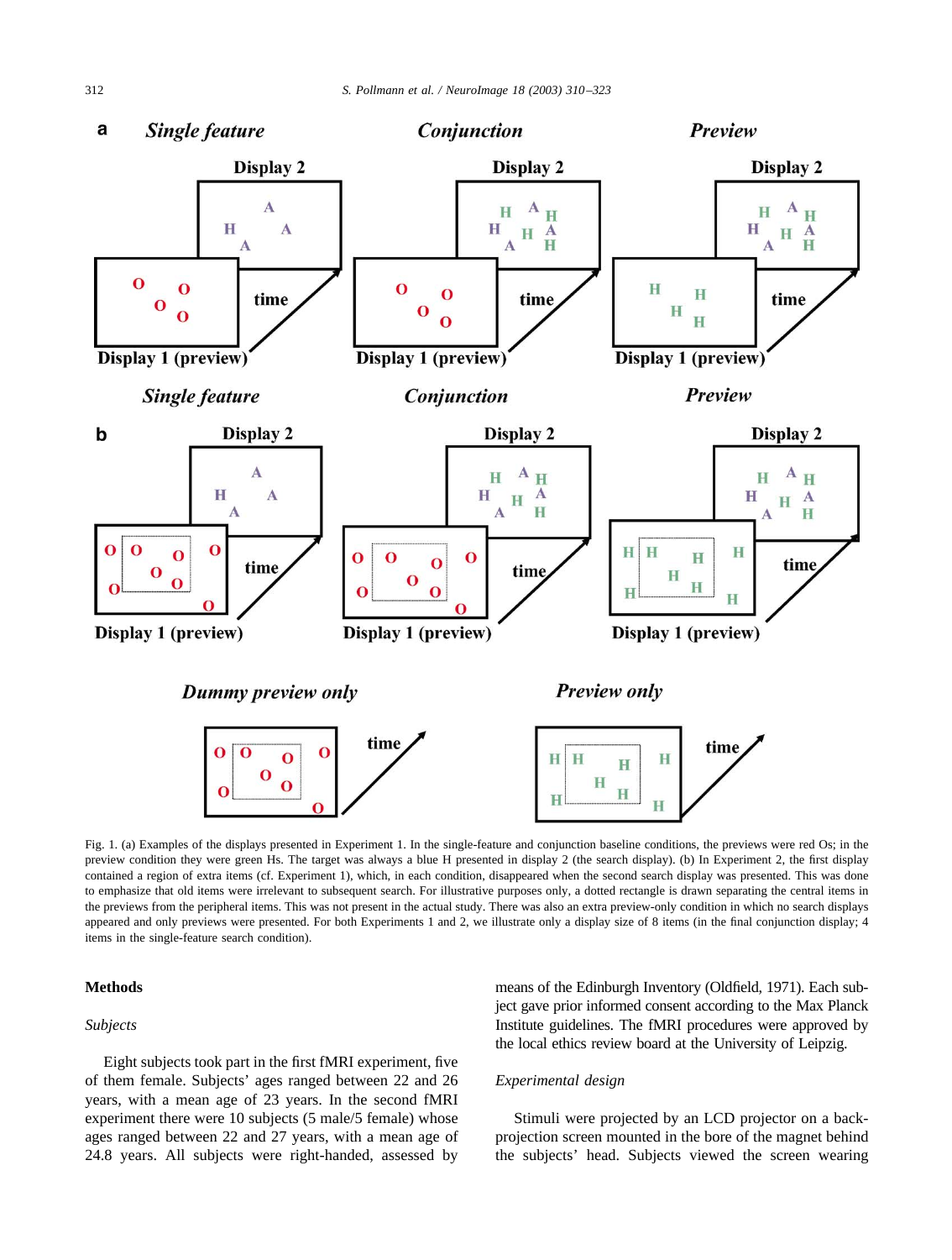Fig. 1. (a) Examples of the displays presented in Experiment 1. In the single-feature and conjunction baseline conditions, the previews were red Os; in the preview condition they were green Hs. The target was always a blue H presented in display 2 (the search display). (b) In Experiment 2, the first display contained a region of extra items (cf. Experiment 1), which, in each condition, disappeared when the second search display was presented. This was done to emphasize that old items were irrelevant to subsequent search. For illustrative purposes only, a dotted rectangle is drawn separating the central items in the previews from the peripheral items. This was not present in the actual study. There was also an extra preview-only condition in which no search displays appeared and only previews were presented. For both Experiments 1 and 2, we illustrate only a display size of 8 items (in the final conjunction display; 4 items in the single-feature search condition).

## Methods

### *Subjects*

Eight subjects took part in the first fMRI experiment, five of them female. Subjects' ages ranged between 22 and 26 years, with a mean age of 23 years. In the second fMRI experiment there were 10 subjects (5 male/5 female) whose ages ranged between 22 and 27 years, with a mean age of 24.8 years. All subjects were right-handed, assessed by means of the Edinburgh Inventory (Oldfield, 1971). Each subject gave prior informed consent according to the Max Planck Institute guidelines. The fMRI procedures were approved by the local ethics review board at the University of Leipzig.

### *Experimental design*

Stimuli were projected by an LCD projector on a back-projection screen mounted in the bore of the magnet behind the subjects' head. Subjects viewed the screen wearing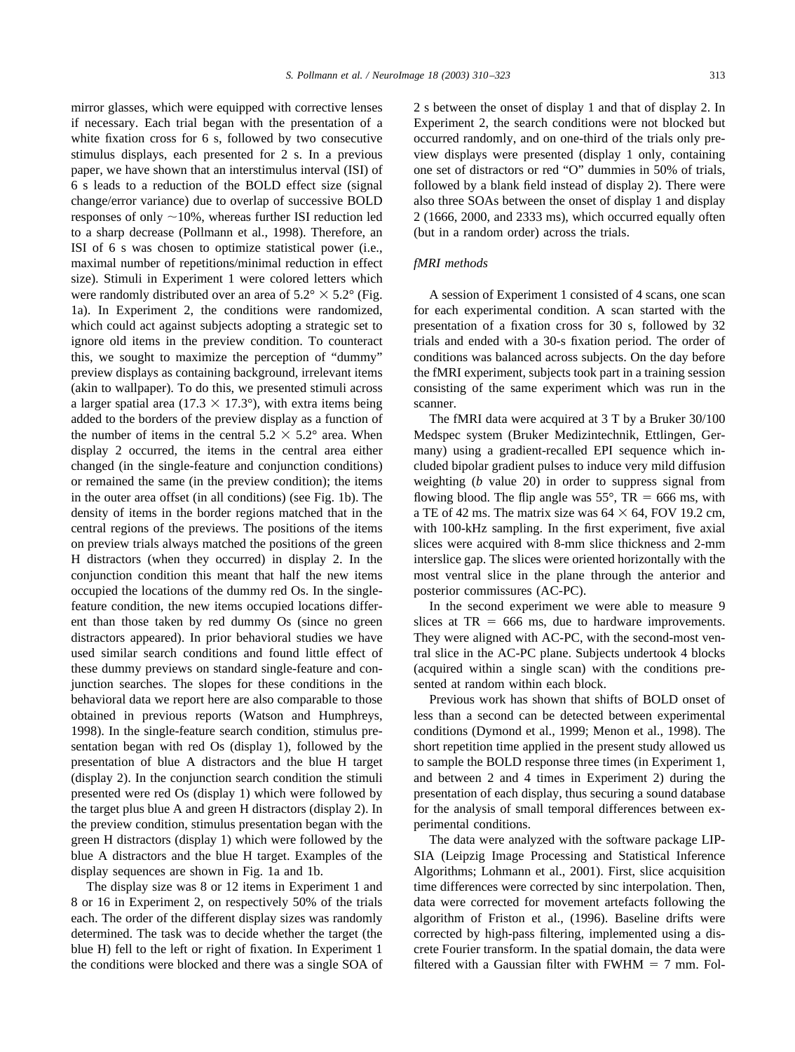mirror glasses, which were equipped with corrective lenses if necessary. Each trial began with the presentation of a white fixation cross for 6 s, followed by two consecutive stimulus displays, each presented for 2 s. In a previous paper, we have shown that an interstimulus interval (ISI) of 6 s leads to a reduction of the BOLD effect size (signal change/error variance) due to overlap of successive BOLD responses of only ~10%, whereas further ISI reduction led to a sharp decrease (Pollmann et al., 1998). Therefore, an ISI of 6 s was chosen to optimize statistical power (i.e., maximal number of repetitions/minimal reduction in effect size). Stimuli in Experiment 1 were colored letters which were randomly distributed over an area of $5.2° \times 5.2°$ (Fig. 1a). In Experiment 2, the conditions were randomized, which could act against subjects adopting a strategic set to ignore old items in the preview condition. To counteract this, we sought to maximize the perception of "dummy" preview displays as containing background, irrelevant items (akin to wallpaper). To do this, we presented stimuli across a larger spatial area ($17.3 \times 17.3°$), with extra items being added to the borders of the preview display as a function of the number of items in the central $5.2 \times 5.2°$ area. When display 2 occurred, the items in the central area either changed (in the single-feature and conjunction conditions) or remained the same (in the preview condition); the items in the outer area offset (in all conditions) (see Fig. 1b). The density of items in the border regions matched that in the central regions of the previews. The positions of the items on preview trials always matched the positions of the green H distractors (when they occurred) in display 2. In the conjunction condition this meant that half the new items occupied the locations of the dummy red Os. In the single-feature condition, the new items occupied locations different than those taken by red dummy Os (since no green distractors appeared). In prior behavioral studies we have used similar search conditions and found little effect of these dummy previews on standard single-feature and conjunction searches. The slopes for these conditions in the behavioral data we report here are also comparable to those obtained in previous reports (Watson and Humphreys, 1998). In the single-feature search condition, stimulus presentation began with red Os (display 1), followed by the presentation of blue A distractors and the blue H target (display 2). In the conjunction search condition the stimuli presented were red Os (display 1) which were followed by the target plus blue A and green H distractors (display 2). In the preview condition, stimulus presentation began with the green H distractors (display 1) which were followed by the blue A distractors and the blue H target. Examples of the display sequences are shown in Fig. 1a and 1b.

The display size was 8 or 12 items in Experiment 1 and 8 or 16 in Experiment 2, on respectively 50% of the trials each. The order of the different display sizes was randomly determined. The task was to decide whether the target (the blue H) fell to the left or right of fixation. In Experiment 1 the conditions were blocked and there was a single SOA of 2 s between the onset of display 1 and that of display 2. In Experiment 2, the search conditions were not blocked but occurred randomly, and on one-third of the trials only preview displays were presented (display 1 only, containing one set of distractors or red "O" dummies in 50% of trials, followed by a blank field instead of display 2). There were also three SOAs between the onset of display 1 and display 2 (1666, 2000, and 2333 ms), which occurred equally often (but in a random order) across the trials.

### *fMRI methods*

A session of Experiment 1 consisted of 4 scans, one scan for each experimental condition. A scan started with the presentation of a fixation cross for 30 s, followed by 32 trials and ended with a 30-s fixation period. The order of conditions was balanced across subjects. On the day before the fMRI experiment, subjects took part in a training session consisting of the same experiment which was run in the scanner.

The fMRI data were acquired at 3 T by a Bruker 30/100 Medspec system (Bruker Medizintechnik, Ettlingen, Germany) using a gradient-recalled EPI sequence which included bipolar gradient pulses to induce very mild diffusion weighting (*b* value 20) in order to suppress signal from flowing blood. The flip angle was 55°, TR = 666 ms, with a TE of 42 ms. The matrix size was $64 \times 64$, FOV 19.2 cm, with 100-kHz sampling. In the first experiment, five axial slices were acquired with 8-mm slice thickness and 2-mm interslice gap. The slices were oriented horizontally with the most ventral slice in the plane through the anterior and posterior commissures (AC-PC).

In the second experiment we were able to measure 9 slices at TR = 666 ms, due to hardware improvements. They were aligned with AC-PC, with the second-most ventral slice in the AC-PC plane. Subjects undertook 4 blocks (acquired within a single scan) with the conditions presented at random within each block.

Previous work has shown that shifts of BOLD onset of less than a second can be detected between experimental conditions (Dymond et al., 1999; Menon et al., 1998). The short repetition time applied in the present study allowed us to sample the BOLD response three times (in Experiment 1, and between 2 and 4 times in Experiment 2) during the presentation of each display, thus securing a sound database for the analysis of small temporal differences between experimental conditions.

The data were analyzed with the software package LIPSIA (Leipzig Image Processing and Statistical Inference Algorithms; Lohmann et al., 2001). First, slice acquisition time differences were corrected by sinc interpolation. Then, data were corrected for movement artefacts following the algorithm of Friston et al., (1996). Baseline drifts were corrected by high-pass filtering, implemented using a discrete Fourier transform. In the spatial domain, the data were filtered with a Gaussian filter with FWHM = 7 mm. Fol-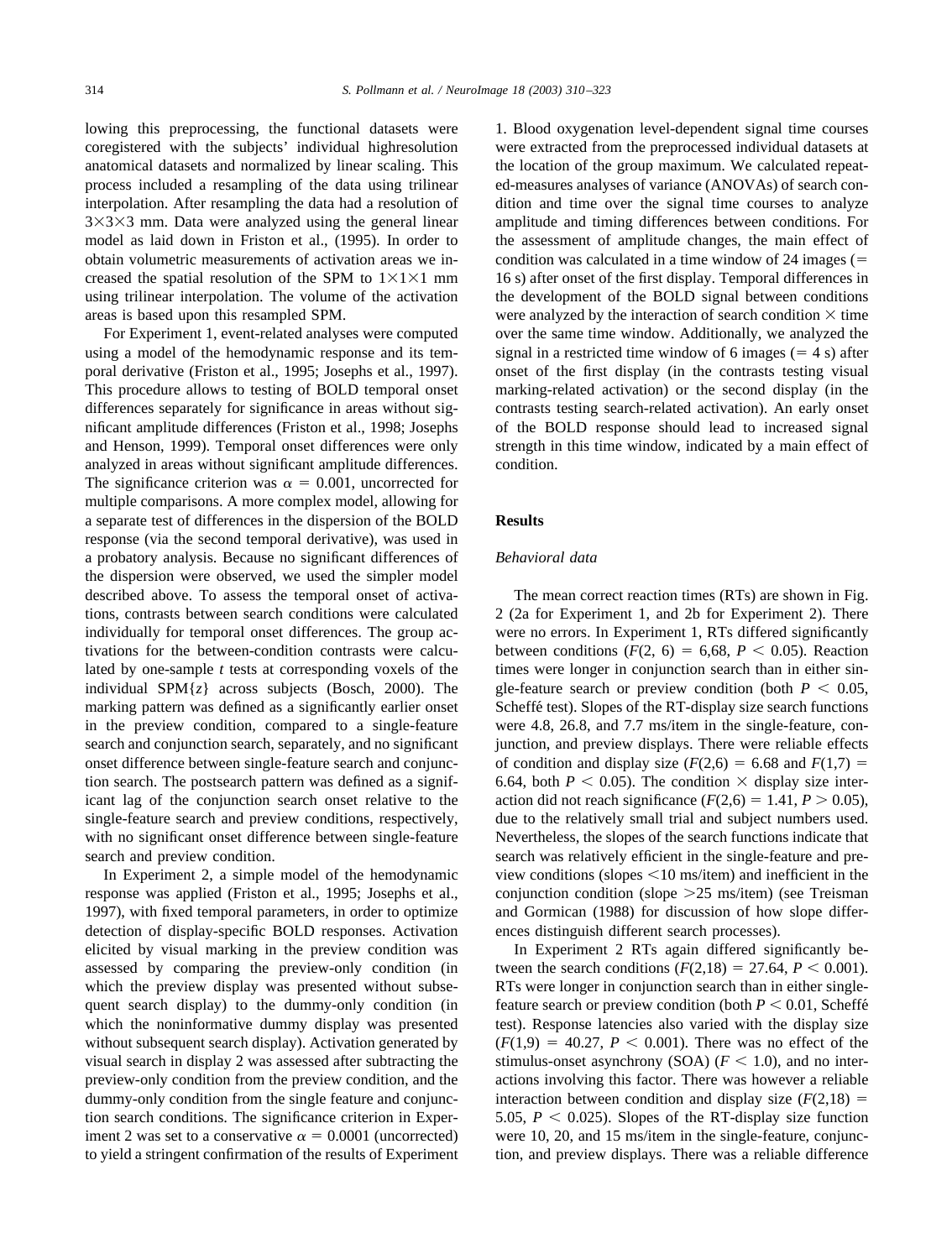lowing this preprocessing, the functional datasets were coregistered with the subjects' individual highresolution anatomical datasets and normalized by linear scaling. This process included a resampling of the data using trilinear interpolation. After resampling the data had a resolution of 3×3×3 mm. Data were analyzed using the general linear model as laid down in Friston et al., (1995). In order to obtain volumetric measurements of activation areas we increased the spatial resolution of the SPM to 1×1×1 mm using trilinear interpolation. The volume of the activation areas is based upon this resampled SPM.

For Experiment 1, event-related analyses were computed using a model of the hemodynamic response and its temporal derivative (Friston et al., 1995; Josephs et al., 1997). This procedure allows to testing of BOLD temporal onset differences separately for significance in areas without significant amplitude differences (Friston et al., 1998; Josephs and Henson, 1999). Temporal onset differences were only analyzed in areas without significant amplitude differences. The significance criterion was $\alpha = 0.001$, uncorrected for multiple comparisons. A more complex model, allowing for a separate test of differences in the dispersion of the BOLD response (via the second temporal derivative), was used in a probatory analysis. Because no significant differences of the dispersion were observed, we used the simpler model described above. To assess the temporal onset of activations, contrasts between search conditions were calculated individually for temporal onset differences. The group activations for the between-condition contrasts were calculated by one-sample *t* tests at corresponding voxels of the individual SPM{*z*} across subjects (Bosch, 2000). The marking pattern was defined as a significantly earlier onset in the preview condition, compared to a single-feature search and conjunction search, separately, and no significant onset difference between single-feature search and conjunction search. The postsearch pattern was defined as a significant lag of the conjunction search onset relative to the single-feature search and preview conditions, respectively, with no significant onset difference between single-feature search and preview condition.

In Experiment 2, a simple model of the hemodynamic response was applied (Friston et al., 1995; Josephs et al., 1997), with fixed temporal parameters, in order to optimize detection of display-specific BOLD responses. Activation elicited by visual marking in the preview condition was assessed by comparing the preview-only condition (in which the preview display was presented without subsequent search display) to the dummy-only condition (in which the noninformative dummy display was presented without subsequent search display). Activation generated by visual search in display 2 was assessed after subtracting the preview-only condition from the preview condition, and the dummy-only condition from the single feature and conjunction search conditions. The significance criterion in Experiment 2 was set to a conservative $\alpha = 0.0001$ (uncorrected) to yield a stringent confirmation of the results of Experiment 1. Blood oxygenation level-dependent signal time courses were extracted from the preprocessed individual datasets at the location of the group maximum. We calculated repeated-measures analyses of variance (ANOVAs) of search condition and time over the signal time courses to analyze amplitude and timing differences between conditions. For the assessment of amplitude changes, the main effect of condition was calculated in a time window of 24 images (= 16 s) after onset of the first display. Temporal differences in the development of the BOLD signal between conditions were analyzed by the interaction of search condition × time over the same time window. Additionally, we analyzed the signal in a restricted time window of 6 images (= 4 s) after onset of the first display (in the contrasts testing visual marking-related activation) or the second display (in the contrasts testing search-related activation). An early onset of the BOLD response should lead to increased signal strength in this time window, indicated by a main effect of condition.

## Results

### *Behavioral data*

The mean correct reaction times (RTs) are shown in Fig. 2 (2a for Experiment 1, and 2b for Experiment 2). There were no errors. In Experiment 1, RTs differed significantly between conditions ($F(2, 6) = 6{,}68$, $P < 0.05$). Reaction times were longer in conjunction search than in either single-feature search or preview condition (both $P < 0.05$, Scheffé test). Slopes of the RT-display size search functions were 4.8, 26.8, and 7.7 ms/item in the single-feature, conjunction, and preview displays. There were reliable effects of condition and display size ($F(2,6) = 6.68$ and $F(1,7) = 6.64$, both $P < 0.05$). The condition × display size interaction did not reach significance ($F(2,6) = 1.41$, $P > 0.05$), due to the relatively small trial and subject numbers used. Nevertheless, the slopes of the search functions indicate that search was relatively efficient in the single-feature and preview conditions (slopes <10 ms/item) and inefficient in the conjunction condition (slope >25 ms/item) (see Treisman and Gormican (1988) for discussion of how slope differences distinguish different search processes).

In Experiment 2 RTs again differed significantly between the search conditions ($F(2,18) = 27.64$, $P < 0.001$). RTs were longer in conjunction search than in either single-feature search or preview condition (both $P < 0.01$, Scheffé test). Response latencies also varied with the display size ($F(1,9) = 40.27$, $P < 0.001$). There was no effect of the stimulus-onset asynchrony (SOA) ($F < 1.0$), and no interactions involving this factor. There was however a reliable interaction between condition and display size ($F(2,18) = 5.05$, $P < 0.025$). Slopes of the RT-display size function were 10, 20, and 15 ms/item in the single-feature, conjunction, and preview displays. There was a reliable difference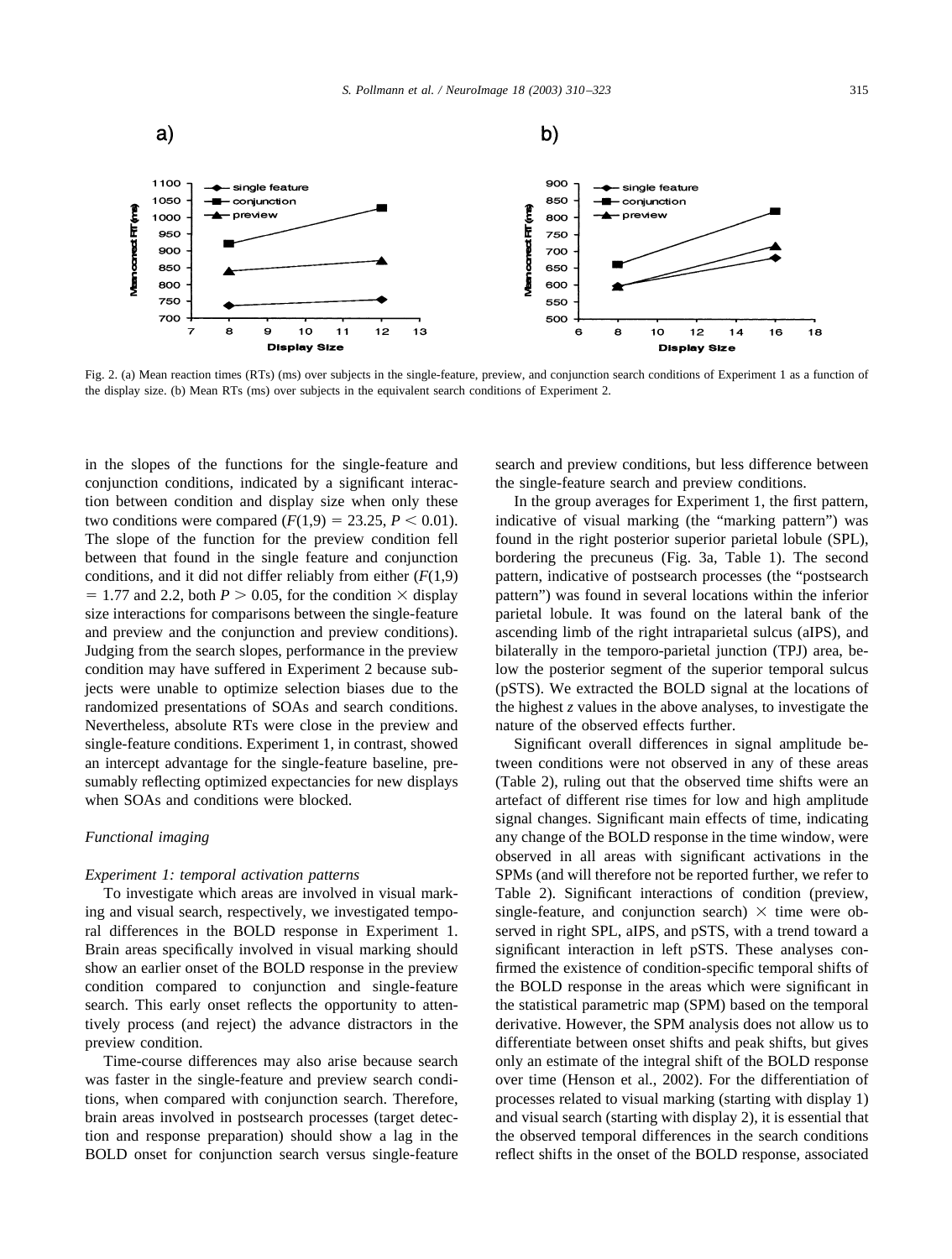Fig. 2. (a) Mean reaction times (RTs) (ms) over subjects in the single-feature, preview, and conjunction search conditions of Experiment 1 as a function of the display size. (b) Mean RTs (ms) over subjects in the equivalent search conditions of Experiment 2.

in the slopes of the functions for the single-feature and conjunction conditions, indicated by a significant interaction between condition and display size when only these two conditions were compared ($F(1,9) = 23.25$, $P < 0.01$). The slope of the function for the preview condition fell between that found in the single feature and conjunction conditions, and it did not differ reliably from either ($F(1,9) = 1.77$ and 2.2, both $P > 0.05$, for the condition $\times$ display size interactions for comparisons between the single-feature and preview and the conjunction and preview conditions). Judging from the search slopes, performance in the preview condition may have suffered in Experiment 2 because subjects were unable to optimize selection biases due to the randomized presentations of SOAs and search conditions. Nevertheless, absolute RTs were close in the preview and single-feature conditions. Experiment 1, in contrast, showed an intercept advantage for the single-feature baseline, presumably reflecting optimized expectancies for new displays when SOAs and conditions were blocked.

### *Functional imaging*

#### *Experiment 1: temporal activation patterns*

To investigate which areas are involved in visual marking and visual search, respectively, we investigated temporal differences in the BOLD response in Experiment 1. Brain areas specifically involved in visual marking should show an earlier onset of the BOLD response in the preview condition compared to conjunction and single-feature search. This early onset reflects the opportunity to attentively process (and reject) the advance distractors in the preview condition.

Time-course differences may also arise because search was faster in the single-feature and preview search conditions, when compared with conjunction search. Therefore, brain areas involved in postsearch processes (target detection and response preparation) should show a lag in the BOLD onset for conjunction search versus single-feature search and preview conditions, but less difference between the single-feature search and preview conditions.

In the group averages for Experiment 1, the first pattern, indicative of visual marking (the "marking pattern") was found in the right posterior superior parietal lobule (SPL), bordering the precuneus (Fig. 3a, Table 1). The second pattern, indicative of postsearch processes (the "postsearch pattern") was found in several locations within the inferior parietal lobule. It was found on the lateral bank of the ascending limb of the right intraparietal sulcus (aIPS), and bilaterally in the temporo-parietal junction (TPJ) area, below the posterior segment of the superior temporal sulcus (pSTS). We extracted the BOLD signal at the locations of the highest *z* values in the above analyses, to investigate the nature of the observed effects further.

Significant overall differences in signal amplitude between conditions were not observed in any of these areas (Table 2), ruling out that the observed time shifts were an artefact of different rise times for low and high amplitude signal changes. Significant main effects of time, indicating any change of the BOLD response in the time window, were observed in all areas with significant activations in the SPMs (and will therefore not be reported further, we refer to Table 2). Significant interactions of condition (preview, single-feature, and conjunction search) $\times$ time were observed in right SPL, aIPS, and pSTS, with a trend toward a significant interaction in left pSTS. These analyses confirmed the existence of condition-specific temporal shifts of the BOLD response in the areas which were significant in the statistical parametric map (SPM) based on the temporal derivative. However, the SPM analysis does not allow us to differentiate between onset shifts and peak shifts, but gives only an estimate of the integral shift of the BOLD response over time (Henson et al., 2002). For the differentiation of processes related to visual marking (starting with display 1) and visual search (starting with display 2), it is essential that the observed temporal differences in the search conditions reflect shifts in the onset of the BOLD response, associated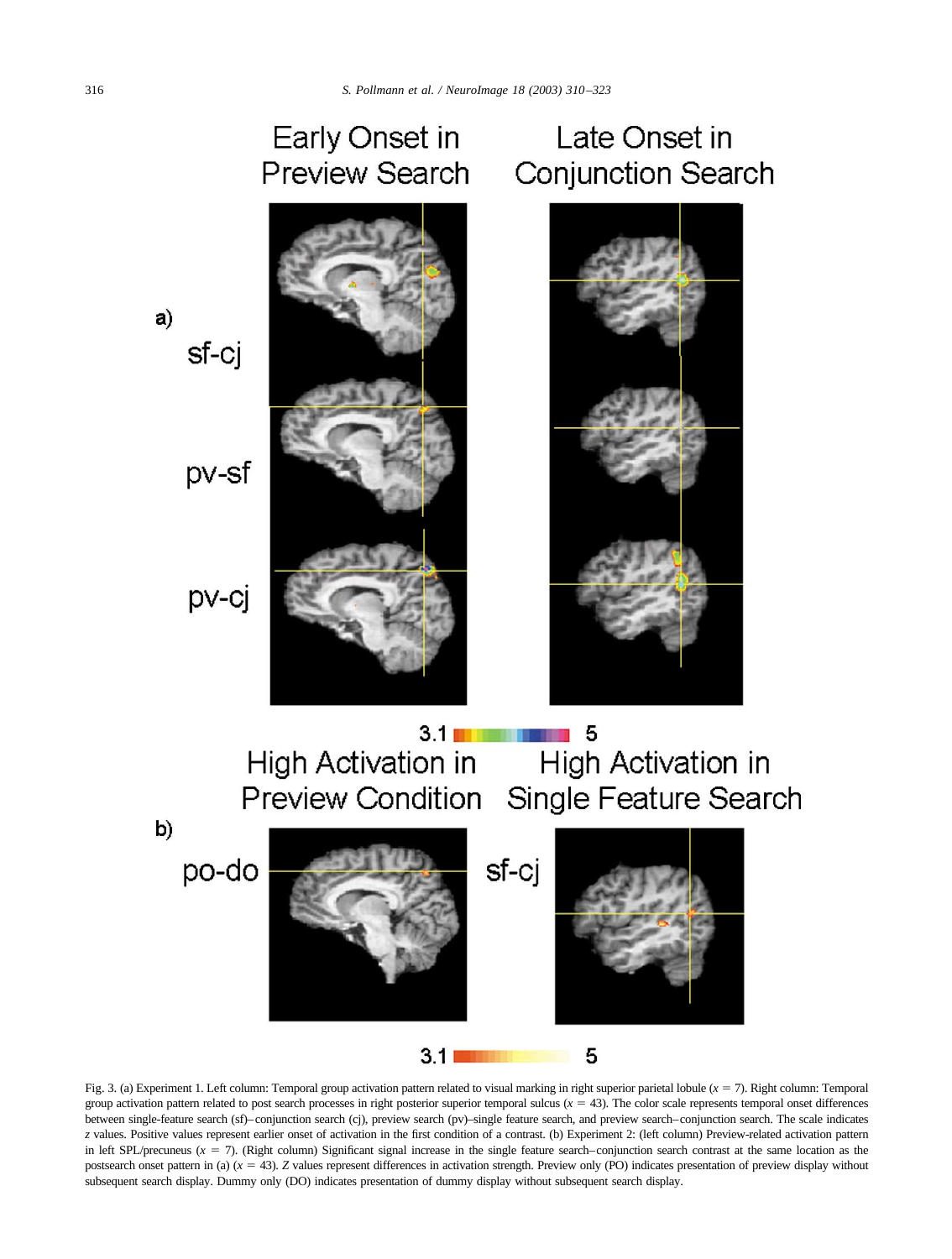Fig. 3. (a) Experiment 1. Left column: Temporal group activation pattern related to visual marking in right superior parietal lobule ($x = 7$). Right column: Temporal group activation pattern related to post search processes in right posterior superior temporal sulcus ($x = 43$). The color scale represents temporal onset differences between single-feature search (sf)–conjunction search (cj), preview search (pv)–single feature search, and preview search–conjunction search. The scale indicates $z$ values. Positive values represent earlier onset of activation in the first condition of a contrast. (b) Experiment 2: (left column) Preview-related activation pattern in left SPL/precuneus ($x = 7$). (Right column) Significant signal increase in the single feature search–conjunction search contrast at the same location as the postsearch onset pattern in (a) ($x = 43$). $Z$ values represent differences in activation strength. Preview only (PO) indicates presentation of preview display without subsequent search display. Dummy only (DO) indicates presentation of dummy display without subsequent search display.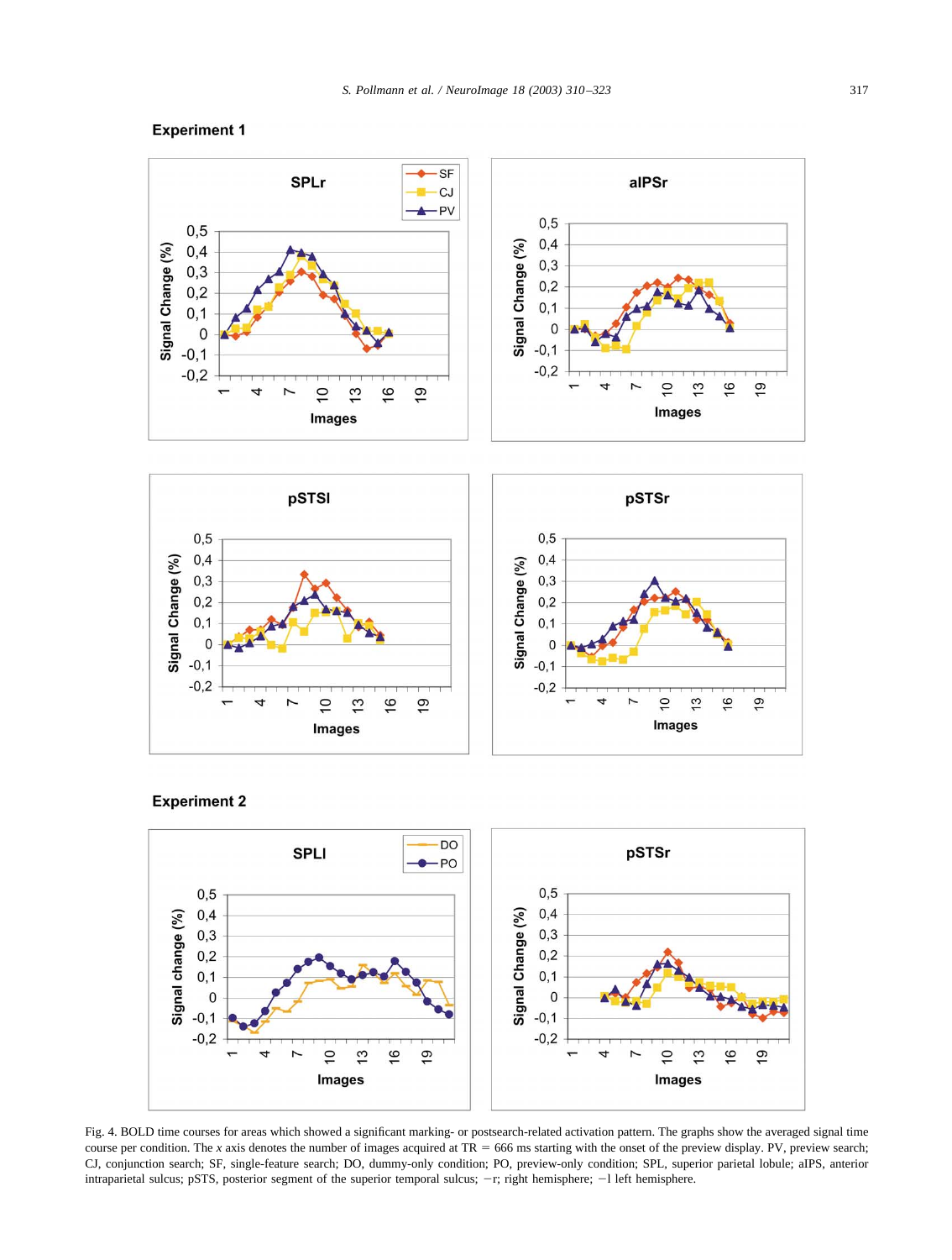## Experiment 1

## Experiment 2

Fig. 4. BOLD time courses for areas which showed a significant marking- or postsearch-related activation pattern. The graphs show the averaged signal time course per condition. The *x* axis denotes the number of images acquired at TR = 666 ms starting with the onset of the preview display. PV, preview search; CJ, conjunction search; SF, single-feature search; DO, dummy-only condition; PO, preview-only condition; SPL, superior parietal lobule; aIPS, anterior intraparietal sulcus; pSTS, posterior segment of the superior temporal sulcus; −r; right hemisphere; −l left hemisphere.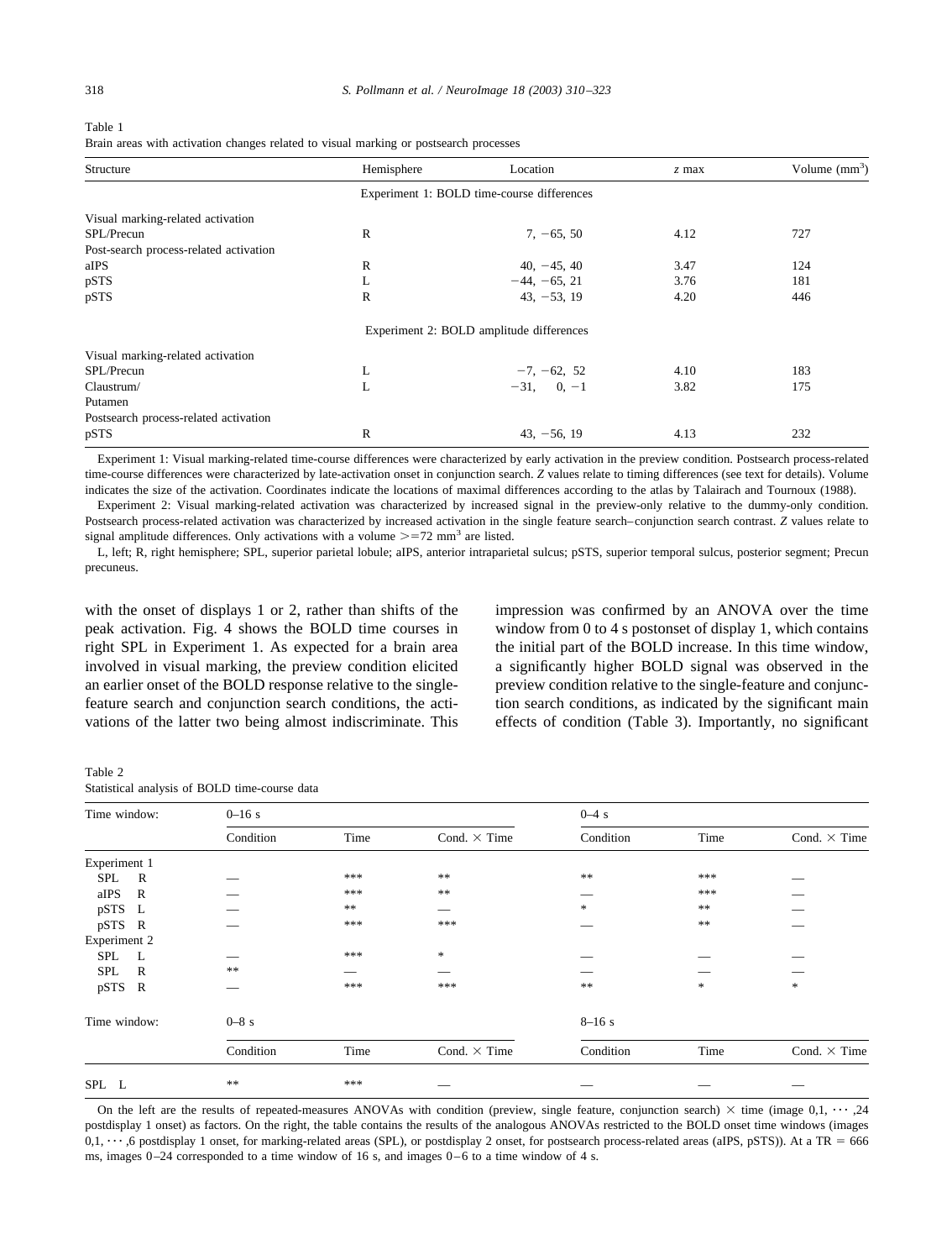Table 1
Brain areas with activation changes related to visual marking or postsearch processes

| Structure | Hemisphere | Location | *z* max | Volume (mm$^3$) |
|---|---|---|---|---|
| | | Experiment 1: BOLD time-course differences | | |
| Visual marking-related activation | | | | |
| SPL/Precun | R | 7, −65, 50 | 4.12 | 727 |
| Post-search process-related activation | | | | |
| aIPS | R | 40, −45, 40 | 3.47 | 124 |
| pSTS | L | −44, −65, 21 | 3.76 | 181 |
| pSTS | R | 43, −53, 19 | 4.20 | 446 |
| | | Experiment 2: BOLD amplitude differences | | |
| Visual marking-related activation | | | | |
| SPL/Precun | L | −7, −62, 52 | 4.10 | 183 |
| Claustrum/ Putamen | L | −31, 0, −1 | 3.82 | 175 |
| Postsearch process-related activation | | | | |
| pSTS | R | 43, −56, 19 | 4.13 | 232 |

Experiment 1: Visual marking-related time-course differences were characterized by early activation in the preview condition. Postsearch process-related time-course differences were characterized by late-activation onset in conjunction search. *Z* values relate to timing differences (see text for details). Volume indicates the size of the activation. Coordinates indicate the locations of maximal differences according to the atlas by Talairach and Tournoux (1988).

Experiment 2: Visual marking-related activation was characterized by increased signal in the preview-only relative to the dummy-only condition. Postsearch process-related activation was characterized by increased activation in the single feature search–conjunction search contrast. *Z* values relate to signal amplitude differences. Only activations with a volume >=72 mm$^3$ are listed.

L, left; R, right hemisphere; SPL, superior parietal lobule; aIPS, anterior intraparietal sulcus; pSTS, superior temporal sulcus, posterior segment; Precun precuneus.

with the onset of displays 1 or 2, rather than shifts of the peak activation. Fig. 4 shows the BOLD time courses in right SPL in Experiment 1. As expected for a brain area involved in visual marking, the preview condition elicited an earlier onset of the BOLD response relative to the single-feature search and conjunction search conditions, the activations of the latter two being almost indiscriminate. This impression was confirmed by an ANOVA over the time window from 0 to 4 s postonset of display 1, which contains the initial part of the BOLD increase. In this time window, a significantly higher BOLD signal was observed in the preview condition relative to the single-feature and conjunction search conditions, as indicated by the significant main effects of condition (Table 3). Importantly, no significant

Table 2
Statistical analysis of BOLD time-course data

| Time window: | 0–16 s | | | 0–4 s | | |
|---|---|---|---|---|---|---|
| | Condition | Time | Cond. × Time | Condition | Time | Cond. × Time |
| Experiment 1 | | | | | | |
| SPL R | — | *** | ** | ** | *** | — |
| aIPS R | — | *** | ** | — | *** | — |
| pSTS L | — | ** | — | * | ** | — |
| pSTS R | — | *** | *** | — | ** | — |
| Experiment 2 | | | | | | |
| SPL L | — | *** | * | — | — | — |
| SPL R | ** | — | — | — | — | — |
| pSTS R | — | *** | *** | ** | * | * |
| **Time window:** | **0–8 s** | | | **8–16 s** | | |
| | Condition | Time | Cond. × Time | Condition | Time | Cond. × Time |
| SPL L | ** | *** | — | — | — | — |

On the left are the results of repeated-measures ANOVAs with condition (preview, single feature, conjunction search) × time (image 0,1, ⋯ ,24 postdisplay 1 onset) as factors. On the right, the table contains the results of the analogous ANOVAs restricted to the BOLD onset time windows (images 0,1, ⋯ ,6 postdisplay 1 onset, for marking-related areas (SPL), or postdisplay 2 onset, for postsearch process-related areas (aIPS, pSTS)). At a TR = 666 ms, images 0–24 corresponded to a time window of 16 s, and images 0–6 to a time window of 4 s.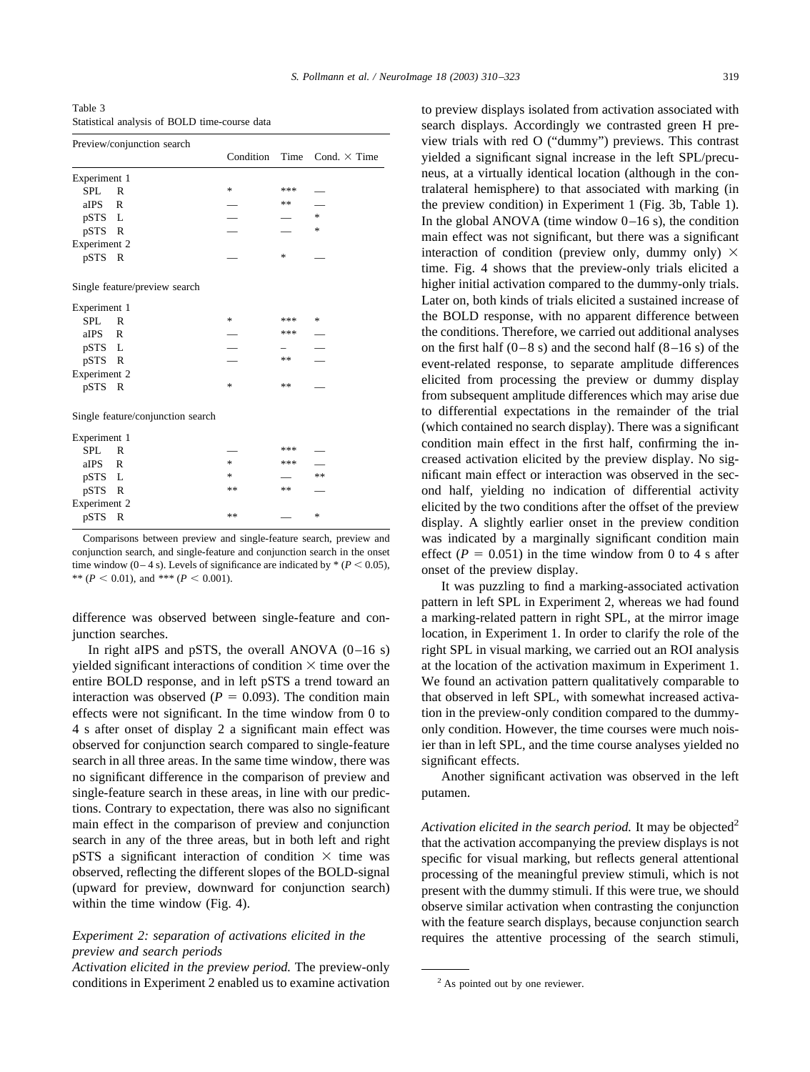Table 3
Statistical analysis of BOLD time-course data

| Preview/conjunction search | | Condition | Time | Cond. × Time |
|---|---|---|---|---|
| Experiment 1 | | | | |
| SPL | R | * | *** | — |
| aIPS | R | — | ** | — |
| pSTS | L | — | — | * |
| pSTS | R | — | — | * |
| Experiment 2 | | | | |
| pSTS | R | — | * | — |
| **Single feature/preview search** | | | | |
| Experiment 1 | | | | |
| SPL | R | * | *** | * |
| aIPS | R | — | *** | — |
| pSTS | L | — | – | — |
| pSTS | R | — | ** | — |
| Experiment 2 | | | | |
| pSTS | R | * | ** | — |
| **Single feature/conjunction search** | | | | |
| Experiment 1 | | | | |
| SPL | R | — | *** | — |
| aIPS | R | * | *** | — |
| pSTS | L | * | — | ** |
| pSTS | R | ** | ** | — |
| Experiment 2 | | | | |
| pSTS | R | ** | — | * |

Comparisons between preview and single-feature search, preview and conjunction search, and single-feature and conjunction search in the onset time window (0–4 s). Levels of significance are indicated by * ($P < 0.05$), ** ($P < 0.01$), and *** ($P < 0.001$).

difference was observed between single-feature and conjunction searches.

In right aIPS and pSTS, the overall ANOVA (0–16 s) yielded significant interactions of condition × time over the entire BOLD response, and in left pSTS a trend toward an interaction was observed ($P = 0.093$). The condition main effects were not significant. In the time window from 0 to 4 s after onset of display 2 a significant main effect was observed for conjunction search compared to single-feature search in all three areas. In the same time window, there was no significant difference in the comparison of preview and single-feature search in these areas, in line with our predictions. Contrary to expectation, there was also no significant main effect in the comparison of preview and conjunction search in any of the three areas, but in both left and right pSTS a significant interaction of condition × time was observed, reflecting the different slopes of the BOLD-signal (upward for preview, downward for conjunction search) within the time window (Fig. 4).

### *Experiment 2: separation of activations elicited in the preview and search periods*

*Activation elicited in the preview period.* The preview-only conditions in Experiment 2 enabled us to examine activation to preview displays isolated from activation associated with search displays. Accordingly we contrasted green H preview trials with red O ("dummy") previews. This contrast yielded a significant signal increase in the left SPL/precuneus, at a virtually identical location (although in the contralateral hemisphere) to that associated with marking (in the preview condition) in Experiment 1 (Fig. 3b, Table 1). In the global ANOVA (time window 0–16 s), the condition main effect was not significant, but there was a significant interaction of condition (preview only, dummy only) × time. Fig. 4 shows that the preview-only trials elicited a higher initial activation compared to the dummy-only trials. Later on, both kinds of trials elicited a sustained increase of the BOLD response, with no apparent difference between the conditions. Therefore, we carried out additional analyses on the first half (0–8 s) and the second half (8–16 s) of the event-related response, to separate amplitude differences elicited from processing the preview or dummy display from subsequent amplitude differences which may arise due to differential expectations in the remainder of the trial (which contained no search display). There was a significant condition main effect in the first half, confirming the increased activation elicited by the preview display. No significant main effect or interaction was observed in the second half, yielding no indication of differential activity elicited by the two conditions after the offset of the preview display. A slightly earlier onset in the preview condition was indicated by a marginally significant condition main effect ($P = 0.051$) in the time window from 0 to 4 s after onset of the preview display.

It was puzzling to find a marking-associated activation pattern in left SPL in Experiment 2, whereas we had found a marking-related pattern in right SPL, at the mirror image location, in Experiment 1. In order to clarify the role of the right SPL in visual marking, we carried out an ROI analysis at the location of the activation maximum in Experiment 1. We found an activation pattern qualitatively comparable to that observed in left SPL, with somewhat increased activation in the preview-only condition compared to the dummy-only condition. However, the time courses were much noisier than in left SPL, and the time course analyses yielded no significant effects.

Another significant activation was observed in the left putamen.

*Activation elicited in the search period.* It may be objected[2] that the activation accompanying the preview displays is not specific for visual marking, but reflects general attentional processing of the meaningful preview stimuli, which is not present with the dummy stimuli. If this were true, we should observe similar activation when contrasting the conjunction with the feature search displays, because conjunction search requires the attentive processing of the search stimuli,

[2] As pointed out by one reviewer.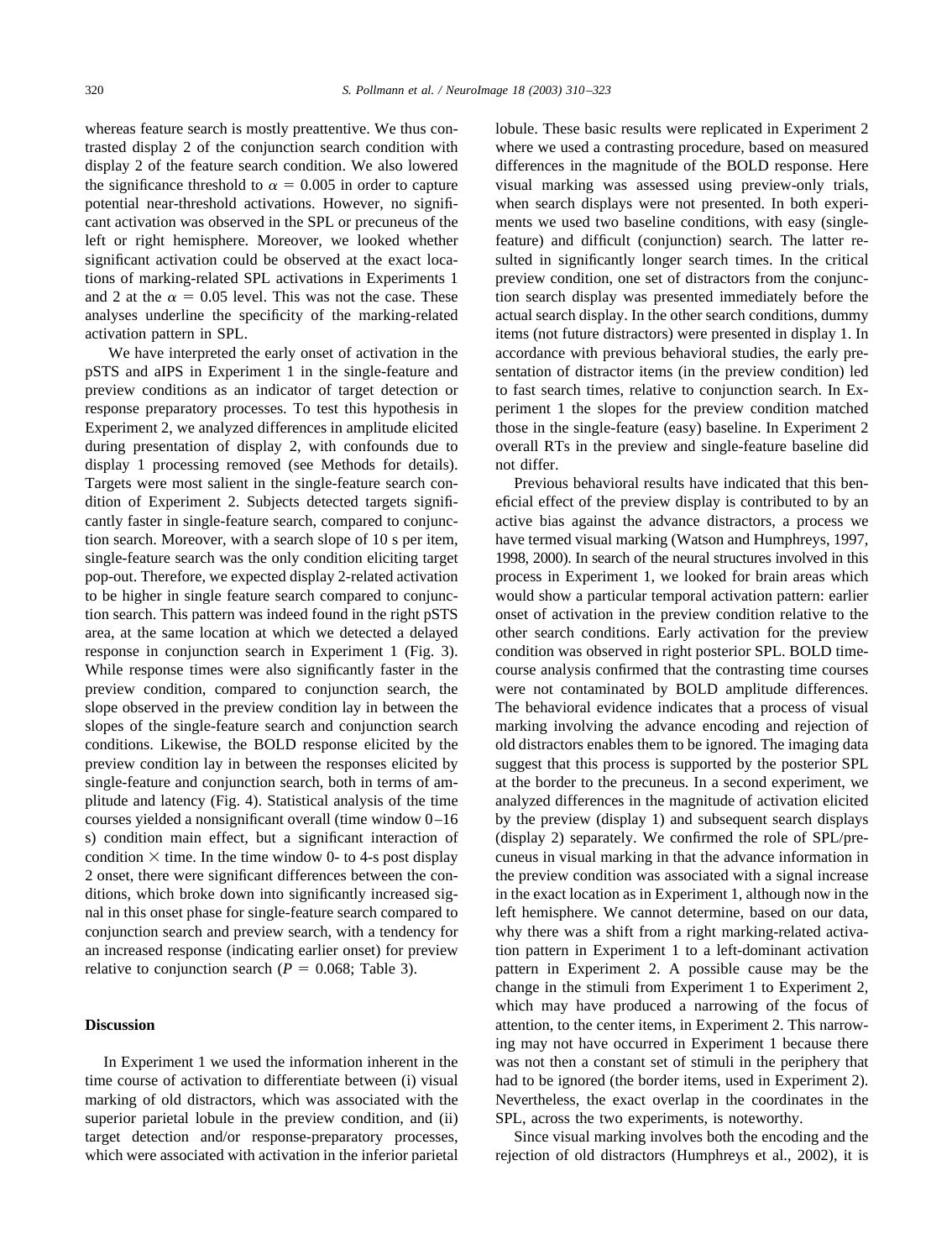whereas feature search is mostly preattentive. We thus contrasted display 2 of the conjunction search condition with display 2 of the feature search condition. We also lowered the significance threshold to $\alpha = 0.005$ in order to capture potential near-threshold activations. However, no significant activation was observed in the SPL or precuneus of the left or right hemisphere. Moreover, we looked whether significant activation could be observed at the exact locations of marking-related SPL activations in Experiments 1 and 2 at the $\alpha = 0.05$ level. This was not the case. These analyses underline the specificity of the marking-related activation pattern in SPL.

We have interpreted the early onset of activation in the pSTS and aIPS in Experiment 1 in the single-feature and preview conditions as an indicator of target detection or response preparatory processes. To test this hypothesis in Experiment 2, we analyzed differences in amplitude elicited during presentation of display 2, with confounds due to display 1 processing removed (see Methods for details). Targets were most salient in the single-feature search condition of Experiment 2. Subjects detected targets significantly faster in single-feature search, compared to conjunction search. Moreover, with a search slope of 10 s per item, single-feature search was the only condition eliciting target pop-out. Therefore, we expected display 2-related activation to be higher in single feature search compared to conjunction search. This pattern was indeed found in the right pSTS area, at the same location at which we detected a delayed response in conjunction search in Experiment 1 (Fig. 3). While response times were also significantly faster in the preview condition, compared to conjunction search, the slope observed in the preview condition lay in between the slopes of the single-feature search and conjunction search conditions. Likewise, the BOLD response elicited by the preview condition lay in between the responses elicited by single-feature and conjunction search, both in terms of amplitude and latency (Fig. 4). Statistical analysis of the time courses yielded a nonsignificant overall (time window 0–16 s) condition main effect, but a significant interaction of condition $\times$ time. In the time window 0- to 4-s post display 2 onset, there were significant differences between the conditions, which broke down into significantly increased signal in this onset phase for single-feature search compared to conjunction search and preview search, with a tendency for an increased response (indicating earlier onset) for preview relative to conjunction search ($P = 0.068$; Table 3).

## Discussion

In Experiment 1 we used the information inherent in the time course of activation to differentiate between (i) visual marking of old distractors, which was associated with the superior parietal lobule in the preview condition, and (ii) target detection and/or response-preparatory processes, which were associated with activation in the inferior parietal lobule. These basic results were replicated in Experiment 2 where we used a contrasting procedure, based on measured differences in the magnitude of the BOLD response. Here visual marking was assessed using preview-only trials, when search displays were not presented. In both experiments we used two baseline conditions, with easy (single-feature) and difficult (conjunction) search. The latter resulted in significantly longer search times. In the critical preview condition, one set of distractors from the conjunction search display was presented immediately before the actual search display. In the other search conditions, dummy items (not future distractors) were presented in display 1. In accordance with previous behavioral studies, the early presentation of distractor items (in the preview condition) led to fast search times, relative to conjunction search. In Experiment 1 the slopes for the preview condition matched those in the single-feature (easy) baseline. In Experiment 2 overall RTs in the preview and single-feature baseline did not differ.

Previous behavioral results have indicated that this beneficial effect of the preview display is contributed to by an active bias against the advance distractors, a process we have termed visual marking (Watson and Humphreys, 1997, 1998, 2000). In search of the neural structures involved in this process in Experiment 1, we looked for brain areas which would show a particular temporal activation pattern: earlier onset of activation in the preview condition relative to the other search conditions. Early activation for the preview condition was observed in right posterior SPL. BOLD time-course analysis confirmed that the contrasting time courses were not contaminated by BOLD amplitude differences. The behavioral evidence indicates that a process of visual marking involving the advance encoding and rejection of old distractors enables them to be ignored. The imaging data suggest that this process is supported by the posterior SPL at the border to the precuneus. In a second experiment, we analyzed differences in the magnitude of activation elicited by the preview (display 1) and subsequent search displays (display 2) separately. We confirmed the role of SPL/precuneus in visual marking in that the advance information in the preview condition was associated with a signal increase in the exact location as in Experiment 1, although now in the left hemisphere. We cannot determine, based on our data, why there was a shift from a right marking-related activation pattern in Experiment 1 to a left-dominant activation pattern in Experiment 2. A possible cause may be the change in the stimuli from Experiment 1 to Experiment 2, which may have produced a narrowing of the focus of attention, to the center items, in Experiment 2. This narrowing may not have occurred in Experiment 1 because there was not then a constant set of stimuli in the periphery that had to be ignored (the border items, used in Experiment 2). Nevertheless, the exact overlap in the coordinates in the SPL, across the two experiments, is noteworthy.

Since visual marking involves both the encoding and the rejection of old distractors (Humphreys et al., 2002), it is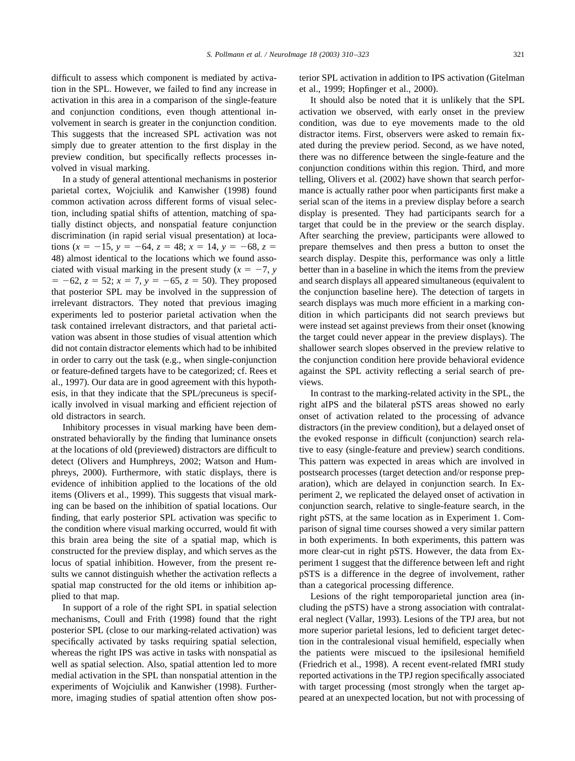difficult to assess which component is mediated by activation in the SPL. However, we failed to find any increase in activation in this area in a comparison of the single-feature and conjunction conditions, even though attentional involvement in search is greater in the conjunction condition. This suggests that the increased SPL activation was not simply due to greater attention to the first display in the preview condition, but specifically reflects processes involved in visual marking.

In a study of general attentional mechanisms in posterior parietal cortex, Wojciulik and Kanwisher (1998) found common activation across different forms of visual selection, including spatial shifts of attention, matching of spatially distinct objects, and nonspatial feature conjunction discrimination (in rapid serial visual presentation) at locations ($x = -15$, $y = -64$, $z = 48$; $x = 14$, $y = -68$, $z = 48$) almost identical to the locations which we found associated with visual marking in the present study ($x = -7$, $y = -62$, $z = 52$; $x = 7$, $y = -65$, $z = 50$). They proposed that posterior SPL may be involved in the suppression of irrelevant distractors. They noted that previous imaging experiments led to posterior parietal activation when the task contained irrelevant distractors, and that parietal activation was absent in those studies of visual attention which did not contain distractor elements which had to be inhibited in order to carry out the task (e.g., when single-conjunction or feature-defined targets have to be categorized; cf. Rees et al., 1997). Our data are in good agreement with this hypothesis, in that they indicate that the SPL/precuneus is specifically involved in visual marking and efficient rejection of old distractors in search.

Inhibitory processes in visual marking have been demonstrated behaviorally by the finding that luminance onsets at the locations of old (previewed) distractors are difficult to detect (Olivers and Humphreys, 2002; Watson and Humphreys, 2000). Furthermore, with static displays, there is evidence of inhibition applied to the locations of the old items (Olivers et al., 1999). This suggests that visual marking can be based on the inhibition of spatial locations. Our finding, that early posterior SPL activation was specific to the condition where visual marking occurred, would fit with this brain area being the site of a spatial map, which is constructed for the preview display, and which serves as the locus of spatial inhibition. However, from the present results we cannot distinguish whether the activation reflects a spatial map constructed for the old items or inhibition applied to that map.

In support of a role of the right SPL in spatial selection mechanisms, Coull and Frith (1998) found that the right posterior SPL (close to our marking-related activation) was specifically activated by tasks requiring spatial selection, whereas the right IPS was active in tasks with nonspatial as well as spatial selection. Also, spatial attention led to more medial activation in the SPL than nonspatial attention in the experiments of Wojciulik and Kanwisher (1998). Furthermore, imaging studies of spatial attention often show posterior SPL activation in addition to IPS activation (Gitelman et al., 1999; Hopfinger et al., 2000).

It should also be noted that it is unlikely that the SPL activation we observed, with early onset in the preview condition, was due to eye movements made to the old distractor items. First, observers were asked to remain fixated during the preview period. Second, as we have noted, there was no difference between the single-feature and the conjunction conditions within this region. Third, and more telling, Olivers et al. (2002) have shown that search performance is actually rather poor when participants first make a serial scan of the items in a preview display before a search display is presented. They had participants search for a target that could be in the preview or the search display. After searching the preview, participants were allowed to prepare themselves and then press a button to onset the search display. Despite this, performance was only a little better than in a baseline in which the items from the preview and search displays all appeared simultaneous (equivalent to the conjunction baseline here). The detection of targets in search displays was much more efficient in a marking condition in which participants did not search previews but were instead set against previews from their onset (knowing the target could never appear in the preview displays). The shallower search slopes observed in the preview relative to the conjunction condition here provide behavioral evidence against the SPL activity reflecting a serial search of previews.

In contrast to the marking-related activity in the SPL, the right aIPS and the bilateral pSTS areas showed no early onset of activation related to the processing of advance distractors (in the preview condition), but a delayed onset of the evoked response in difficult (conjunction) search relative to easy (single-feature and preview) search conditions. This pattern was expected in areas which are involved in postsearch processes (target detection and/or response preparation), which are delayed in conjunction search. In Experiment 2, we replicated the delayed onset of activation in conjunction search, relative to single-feature search, in the right pSTS, at the same location as in Experiment 1. Comparison of signal time courses showed a very similar pattern in both experiments. In both experiments, this pattern was more clear-cut in right pSTS. However, the data from Experiment 1 suggest that the difference between left and right pSTS is a difference in the degree of involvement, rather than a categorical processing difference.

Lesions of the right temporoparietal junction area (including the pSTS) have a strong association with contralateral neglect (Vallar, 1993). Lesions of the TPJ area, but not more superior parietal lesions, led to deficient target detection in the contralesional visual hemifield, especially when the patients were miscued to the ipsilesional hemifield (Friedrich et al., 1998). A recent event-related fMRI study reported activations in the TPJ region specifically associated with target processing (most strongly when the target appeared at an unexpected location, but not with processing of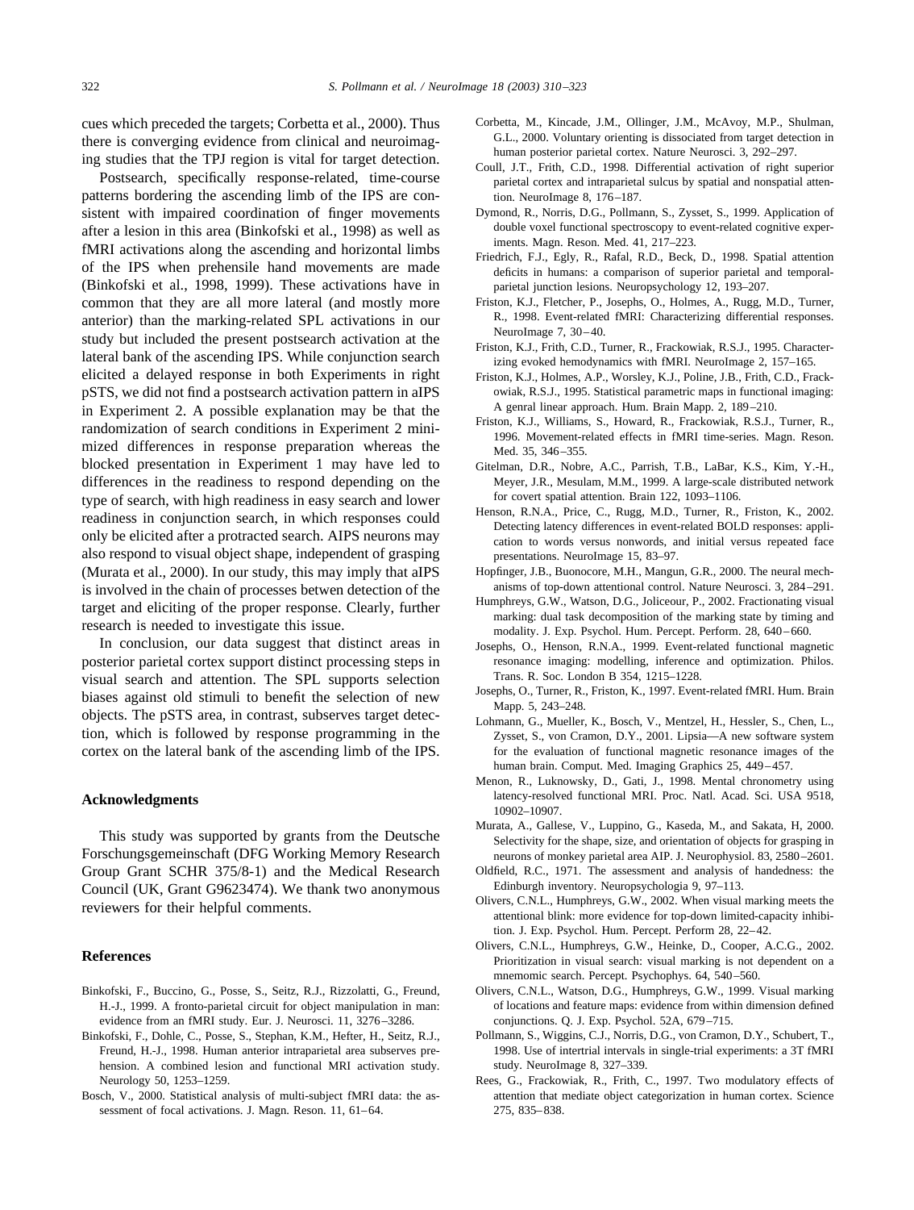cues which preceded the targets; Corbetta et al., 2000). Thus there is converging evidence from clinical and neuroimaging studies that the TPJ region is vital for target detection.

Postsearch, specifically response-related, time-course patterns bordering the ascending limb of the IPS are consistent with impaired coordination of finger movements after a lesion in this area (Binkofski et al., 1998) as well as fMRI activations along the ascending and horizontal limbs of the IPS when prehensile hand movements are made (Binkofski et al., 1998, 1999). These activations have in common that they are all more lateral (and mostly more anterior) than the marking-related SPL activations in our study but included the present postsearch activation at the lateral bank of the ascending IPS. While conjunction search elicited a delayed response in both Experiments in right pSTS, we did not find a postsearch activation pattern in aIPS in Experiment 2. A possible explanation may be that the randomization of search conditions in Experiment 2 minimized differences in response preparation whereas the blocked presentation in Experiment 1 may have led to differences in the readiness to respond depending on the type of search, with high readiness in easy search and lower readiness in conjunction search, in which responses could only be elicited after a protracted search. AIPS neurons may also respond to visual object shape, independent of grasping (Murata et al., 2000). In our study, this may imply that aIPS is involved in the chain of processes betwen detection of the target and eliciting of the proper response. Clearly, further research is needed to investigate this issue.

In conclusion, our data suggest that distinct areas in posterior parietal cortex support distinct processing steps in visual search and attention. The SPL supports selection biases against old stimuli to benefit the selection of new objects. The pSTS area, in contrast, subserves target detection, which is followed by response programming in the cortex on the lateral bank of the ascending limb of the IPS.

## Acknowledgments

This study was supported by grants from the Deutsche Forschungsgemeinschaft (DFG Working Memory Research Group Grant SCHR 375/8-1) and the Medical Research Council (UK, Grant G9623474). We thank two anonymous reviewers for their helpful comments.

## References

Binkofski, F., Buccino, G., Posse, S., Seitz, R.J., Rizzolatti, G., Freund, H.-J., 1999. A fronto-parietal circuit for object manipulation in man: evidence from an fMRI study. Eur. J. Neurosci. 11, 3276–3286.

Binkofski, F., Dohle, C., Posse, S., Stephan, K.M., Hefter, H., Seitz, R.J., Freund, H.-J., 1998. Human anterior intraparietal area subserves prehension. A combined lesion and functional MRI activation study. Neurology 50, 1253–1259.

Bosch, V., 2000. Statistical analysis of multi-subject fMRI data: the assessment of focal activations. J. Magn. Reson. 11, 61–64.

Corbetta, M., Kincade, J.M., Ollinger, J.M., McAvoy, M.P., Shulman, G.L., 2000. Voluntary orienting is dissociated from target detection in human posterior parietal cortex. Nature Neurosci. 3, 292–297.

Coull, J.T., Frith, C.D., 1998. Differential activation of right superior parietal cortex and intraparietal sulcus by spatial and nonspatial attention. NeuroImage 8, 176–187.

Dymond, R., Norris, D.G., Pollmann, S., Zysset, S., 1999. Application of double voxel functional spectroscopy to event-related cognitive experiments. Magn. Reson. Med. 41, 217–223.

Friedrich, F.J., Egly, R., Rafal, R.D., Beck, D., 1998. Spatial attention deficits in humans: a comparison of superior parietal and temporal-parietal junction lesions. Neuropsychology 12, 193–207.

Friston, K.J., Fletcher, P., Josephs, O., Holmes, A., Rugg, M.D., Turner, R., 1998. Event-related fMRI: Characterizing differential responses. NeuroImage 7, 30–40.

Friston, K.J., Frith, C.D., Turner, R., Frackowiak, R.S.J., 1995. Characterizing evoked hemodynamics with fMRI. NeuroImage 2, 157–165.

Friston, K.J., Holmes, A.P., Worsley, K.J., Poline, J.B., Frith, C.D., Frackowiak, R.S.J., 1995. Statistical parametric maps in functional imaging: A genral linear approach. Hum. Brain Mapp. 2, 189–210.

Friston, K.J., Williams, S., Howard, R., Frackowiak, R.S.J., Turner, R., 1996. Movement-related effects in fMRI time-series. Magn. Reson. Med. 35, 346–355.

Gitelman, D.R., Nobre, A.C., Parrish, T.B., LaBar, K.S., Kim, Y.-H., Meyer, J.R., Mesulam, M.M., 1999. A large-scale distributed network for covert spatial attention. Brain 122, 1093–1106.

Henson, R.N.A., Price, C., Rugg, M.D., Turner, R., Friston, K., 2002. Detecting latency differences in event-related BOLD responses: application to words versus nonwords, and initial versus repeated face presentations. NeuroImage 15, 83–97.

Hopfinger, J.B., Buonocore, M.H., Mangun, G.R., 2000. The neural mechanisms of top-down attentional control. Nature Neurosci. 3, 284–291.

Humphreys, G.W., Watson, D.G., Joliceour, P., 2002. Fractionating visual marking: dual task decomposition of the marking state by timing and modality. J. Exp. Psychol. Hum. Percept. Perform. 28, 640–660.

Josephs, O., Henson, R.N.A., 1999. Event-related functional magnetic resonance imaging: modelling, inference and optimization. Philos. Trans. R. Soc. London B 354, 1215–1228.

Josephs, O., Turner, R., Friston, K., 1997. Event-related fMRI. Hum. Brain Mapp. 5, 243–248.

Lohmann, G., Mueller, K., Bosch, V., Mentzel, H., Hessler, S., Chen, L., Zysset, S., von Cramon, D.Y., 2001. Lipsia—A new software system for the evaluation of functional magnetic resonance images of the human brain. Comput. Med. Imaging Graphics 25, 449–457.

Menon, R., Luknowsky, D., Gati, J., 1998. Mental chronometry using latency-resolved functional MRI. Proc. Natl. Acad. Sci. USA 9518, 10902–10907.

Murata, A., Gallese, V., Luppino, G., Kaseda, M., and Sakata, H, 2000. Selectivity for the shape, size, and orientation of objects for grasping in neurons of monkey parietal area AIP. J. Neurophysiol. 83, 2580–2601.

Oldfield, R.C., 1971. The assessment and analysis of handedness: the Edinburgh inventory. Neuropsychologia 9, 97–113.

Olivers, C.N.L., Humphreys, G.W., 2002. When visual marking meets the attentional blink: more evidence for top-down limited-capacity inhibition. J. Exp. Psychol. Hum. Percept. Perform 28, 22–42.

Olivers, C.N.L., Humphreys, G.W., Heinke, D., Cooper, A.C.G., 2002. Prioritization in visual search: visual marking is not dependent on a mnemonic search. Percept. Psychophys. 64, 540–560.

Olivers, C.N.L., Watson, D.G., Humphreys, G.W., 1999. Visual marking of locations and feature maps: evidence from within dimension defined conjunctions. Q. J. Exp. Psychol. 52A, 679–715.

Pollmann, S., Wiggins, C.J., Norris, D.G., von Cramon, D.Y., Schubert, T., 1998. Use of intertrial intervals in single-trial experiments: a 3T fMRI study. NeuroImage 8, 327–339.

Rees, G., Frackowiak, R., Frith, C., 1997. Two modulatory effects of attention that mediate object categorization in human cortex. Science 275, 835–838.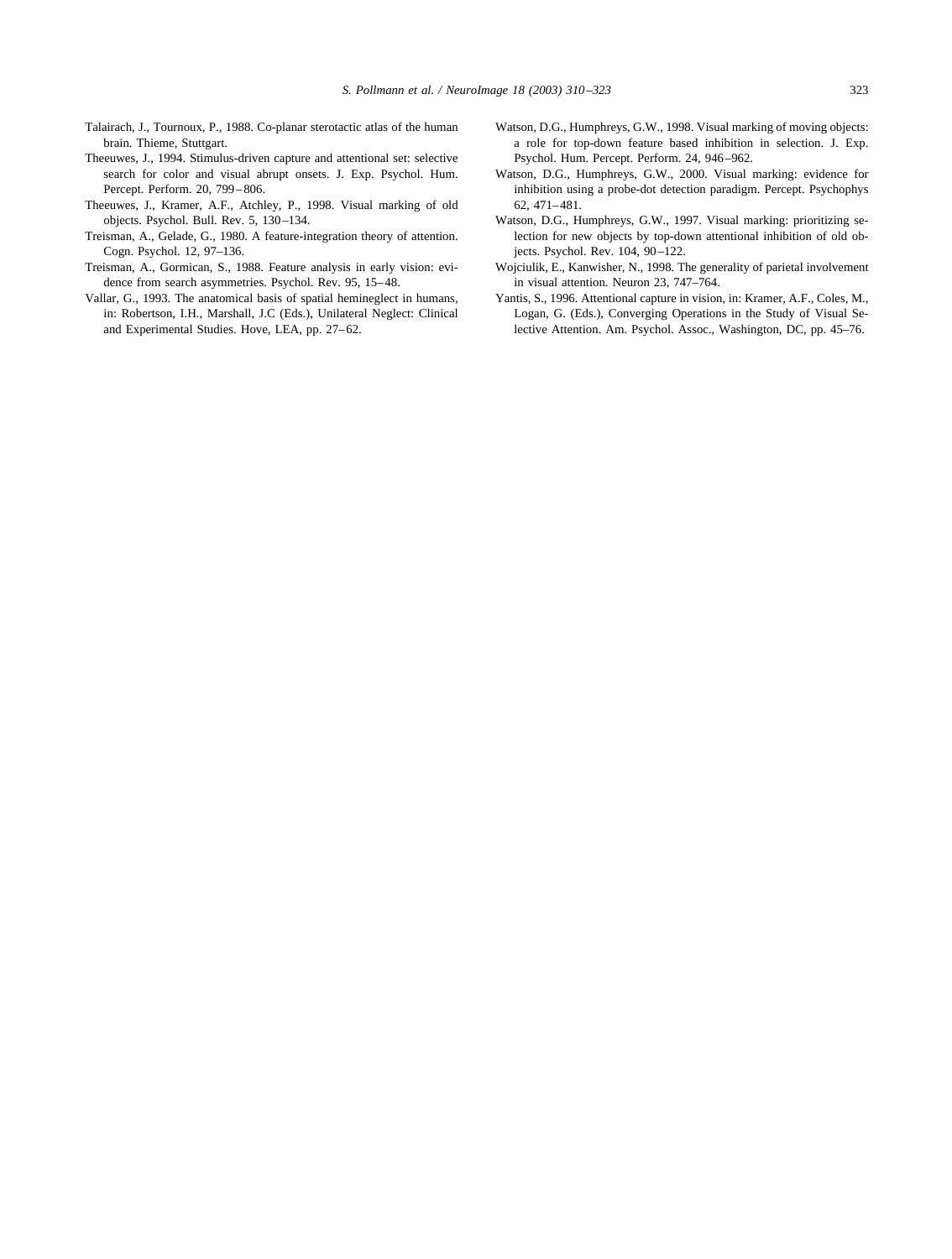Talairach, J., Tournoux, P., 1988. Co-planar sterotactic atlas of the human brain. Thieme, Stuttgart.

Theeuwes, J., 1994. Stimulus-driven capture and attentional set: selective search for color and visual abrupt onsets. J. Exp. Psychol. Hum. Percept. Perform. 20, 799–806.

Theeuwes, J., Kramer, A.F., Atchley, P., 1998. Visual marking of old objects. Psychol. Bull. Rev. 5, 130–134.

Treisman, A., Gelade, G., 1980. A feature-integration theory of attention. Cogn. Psychol. 12, 97–136.

Treisman, A., Gormican, S., 1988. Feature analysis in early vision: evidence from search asymmetries. Psychol. Rev. 95, 15–48.

Vallar, G., 1993. The anatomical basis of spatial hemineglect in humans, in: Robertson, I.H., Marshall, J.C (Eds.), Unilateral Neglect: Clinical and Experimental Studies. Hove, LEA, pp. 27–62.

Watson, D.G., Humphreys, G.W., 1998. Visual marking of moving objects: a role for top-down feature based inhibition in selection. J. Exp. Psychol. Hum. Percept. Perform. 24, 946–962.

Watson, D.G., Humphreys, G.W., 2000. Visual marking: evidence for inhibition using a probe-dot detection paradigm. Percept. Psychophys 62, 471–481.

Watson, D.G., Humphreys, G.W., 1997. Visual marking: prioritizing selection for new objects by top-down attentional inhibition of old objects. Psychol. Rev. 104, 90–122.

Wojciulik, E., Kanwisher, N., 1998. The generality of parietal involvement in visual attention. Neuron 23, 747–764.

Yantis, S., 1996. Attentional capture in vision, in: Kramer, A.F., Coles, M., Logan, G. (Eds.), Converging Operations in the Study of Visual Selective Attention. Am. Psychol. Assoc., Washington, DC, pp. 45–76.